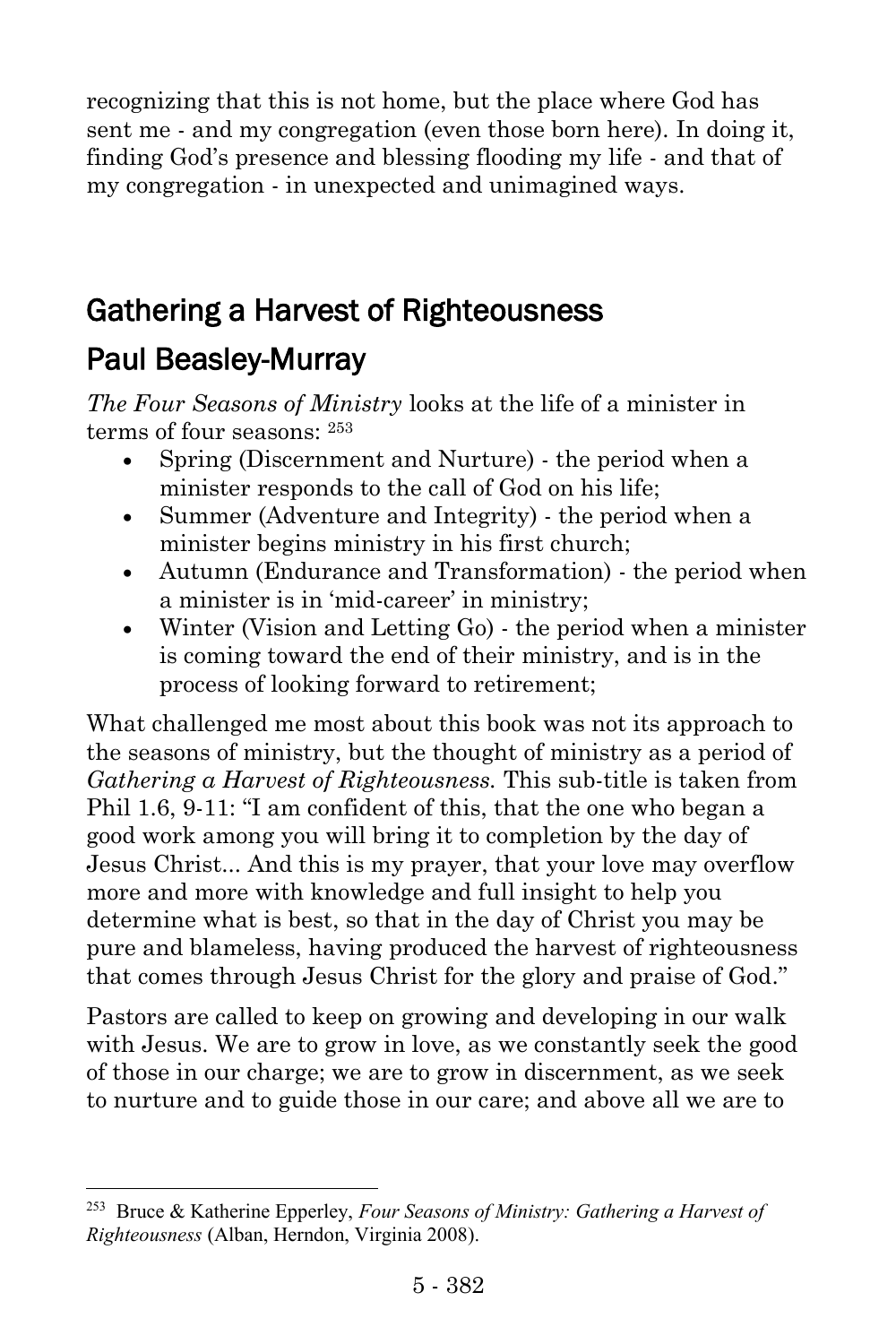recognizing that this is not home, but the place where God has sent me - and my congregation (even those born here). In doing it, finding God's presence and blessing flooding my life - and that of my congregation - in unexpected and unimagined ways.

## Gathering a Harvest of Righteousness

## Paul Beasley-Murray

*The Four Seasons of Ministry* looks at the life of a minister in terms of four seasons: [253]

- Spring (Discernment and Nurture) - the period when a minister responds to the call of God on his life;
- Summer (Adventure and Integrity) - the period when a minister begins ministry in his first church;
- Autumn (Endurance and Transformation) - the period when a minister is in 'mid-career' in ministry;
- Winter (Vision and Letting Go) - the period when a minister is coming toward the end of their ministry, and is in the process of looking forward to retirement;

What challenged me most about this book was not its approach to the seasons of ministry, but the thought of ministry as a period of *Gathering a Harvest of Righteousness.* This sub-title is taken from Phil 1.6, 9-11: "I am confident of this, that the one who began a good work among you will bring it to completion by the day of Jesus Christ... And this is my prayer, that your love may overflow more and more with knowledge and full insight to help you determine what is best, so that in the day of Christ you may be pure and blameless, having produced the harvest of righteousness that comes through Jesus Christ for the glory and praise of God."

Pastors are called to keep on growing and developing in our walk with Jesus. We are to grow in love, as we constantly seek the good of those in our charge; we are to grow in discernment, as we seek to nurture and to guide those in our care; and above all we are to

---

[253] Bruce & Katherine Epperley, *Four Seasons of Ministry: Gathering a Harvest of Righteousness* (Alban, Herndon, Virginia 2008).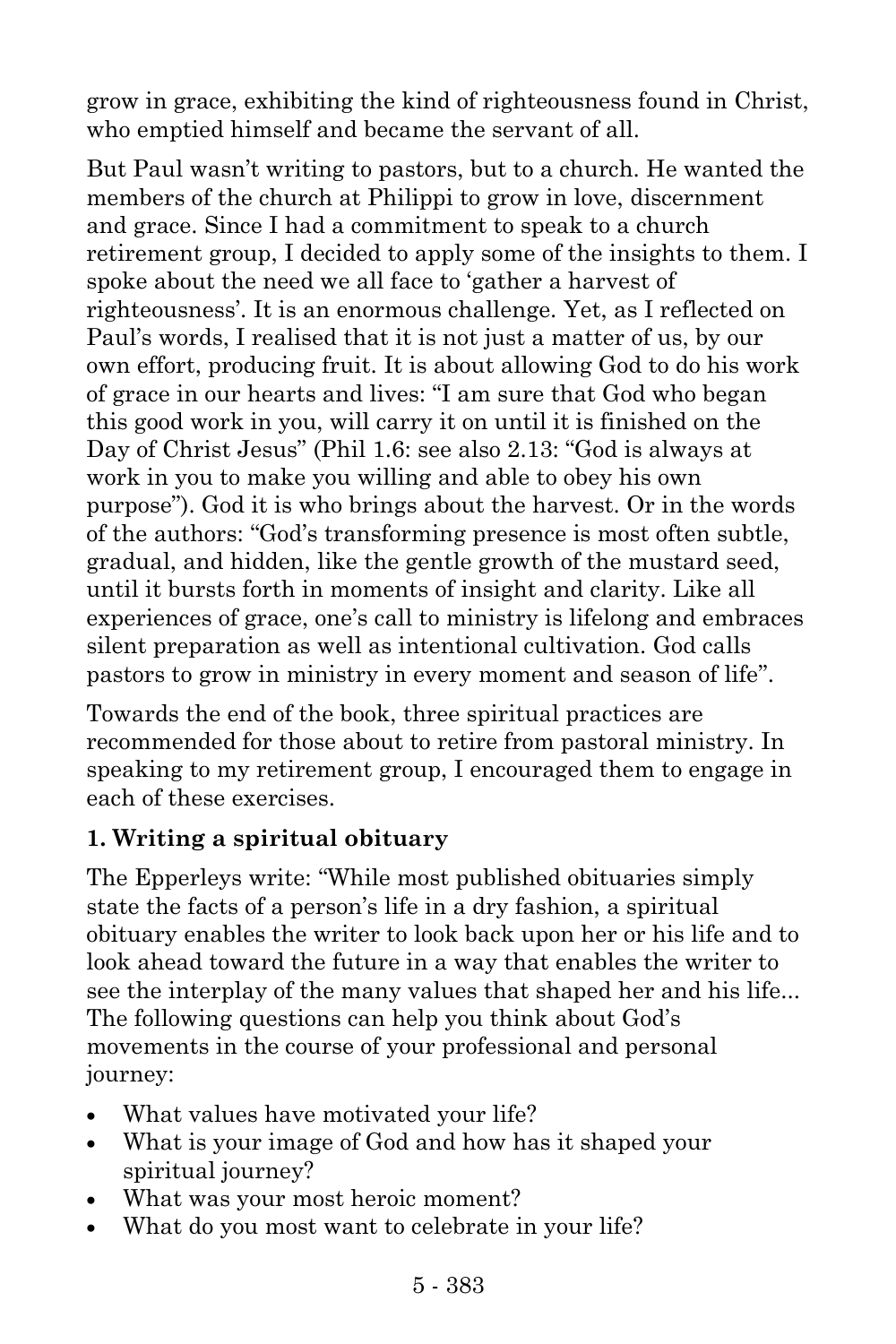grow in grace, exhibiting the kind of righteousness found in Christ, who emptied himself and became the servant of all.

But Paul wasn't writing to pastors, but to a church. He wanted the members of the church at Philippi to grow in love, discernment and grace. Since I had a commitment to speak to a church retirement group, I decided to apply some of the insights to them. I spoke about the need we all face to 'gather a harvest of righteousness'. It is an enormous challenge. Yet, as I reflected on Paul's words, I realised that it is not just a matter of us, by our own effort, producing fruit. It is about allowing God to do his work of grace in our hearts and lives: "I am sure that God who began this good work in you, will carry it on until it is finished on the Day of Christ Jesus" (Phil 1.6: see also 2.13: "God is always at work in you to make you willing and able to obey his own purpose"). God it is who brings about the harvest. Or in the words of the authors: "God's transforming presence is most often subtle, gradual, and hidden, like the gentle growth of the mustard seed, until it bursts forth in moments of insight and clarity. Like all experiences of grace, one's call to ministry is lifelong and embraces silent preparation as well as intentional cultivation. God calls pastors to grow in ministry in every moment and season of life".

Towards the end of the book, three spiritual practices are recommended for those about to retire from pastoral ministry. In speaking to my retirement group, I encouraged them to engage in each of these exercises.

**1. Writing a spiritual obituary**

The Epperleys write: "While most published obituaries simply state the facts of a person's life in a dry fashion, a spiritual obituary enables the writer to look back upon her or his life and to look ahead toward the future in a way that enables the writer to see the interplay of the many values that shaped her and his life... The following questions can help you think about God's movements in the course of your professional and personal journey:

- What values have motivated your life?
- What is your image of God and how has it shaped your spiritual journey?
- What was your most heroic moment?
- What do you most want to celebrate in your life?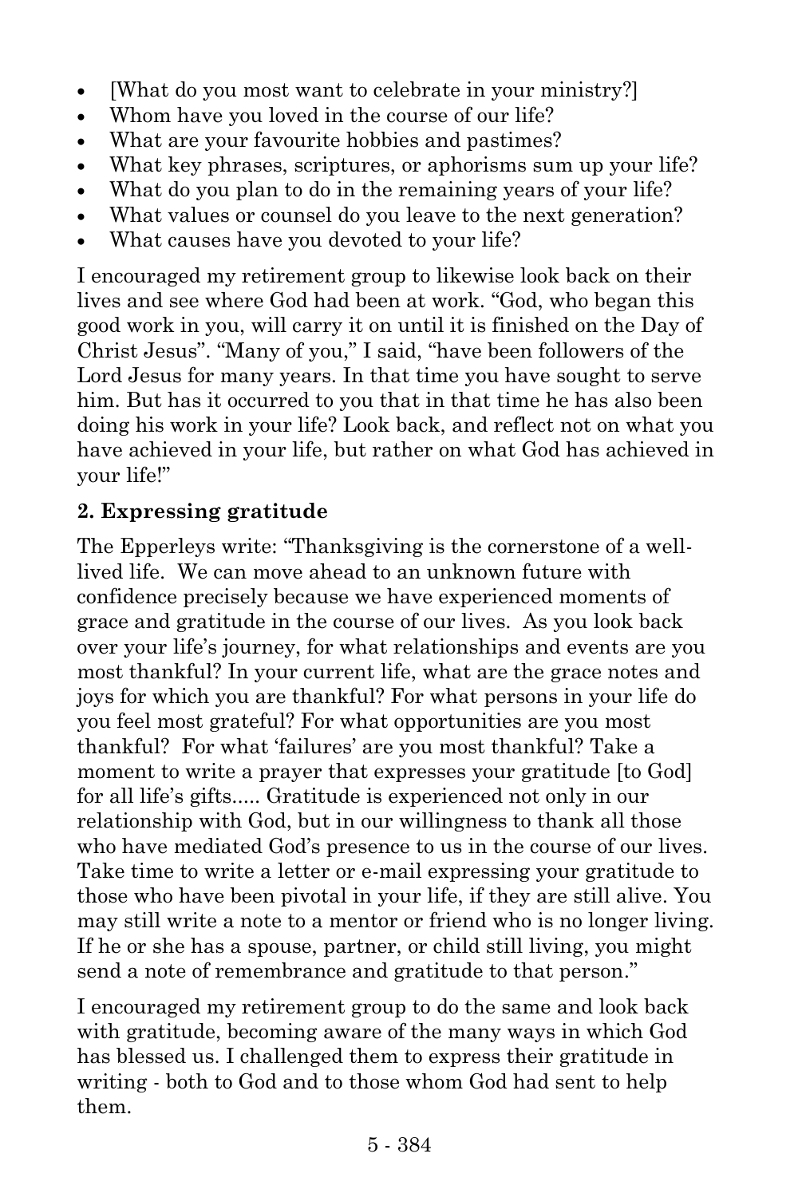- [What do you most want to celebrate in your ministry?]
- Whom have you loved in the course of our life?
- What are your favourite hobbies and pastimes?
- What key phrases, scriptures, or aphorisms sum up your life?
- What do you plan to do in the remaining years of your life?
- What values or counsel do you leave to the next generation?
- What causes have you devoted to your life?

I encouraged my retirement group to likewise look back on their lives and see where God had been at work. "God, who began this good work in you, will carry it on until it is finished on the Day of Christ Jesus". "Many of you," I said, "have been followers of the Lord Jesus for many years. In that time you have sought to serve him. But has it occurred to you that in that time he has also been doing his work in your life? Look back, and reflect not on what you have achieved in your life, but rather on what God has achieved in your life!"

**2. Expressing gratitude**

The Epperleys write: "Thanksgiving is the cornerstone of a well-lived life. We can move ahead to an unknown future with confidence precisely because we have experienced moments of grace and gratitude in the course of our lives. As you look back over your life's journey, for what relationships and events are you most thankful? In your current life, what are the grace notes and joys for which you are thankful? For what persons in your life do you feel most grateful? For what opportunities are you most thankful? For what 'failures' are you most thankful? Take a moment to write a prayer that expresses your gratitude [to God] for all life's gifts..... Gratitude is experienced not only in our relationship with God, but in our willingness to thank all those who have mediated God's presence to us in the course of our lives. Take time to write a letter or e-mail expressing your gratitude to those who have been pivotal in your life, if they are still alive. You may still write a note to a mentor or friend who is no longer living. If he or she has a spouse, partner, or child still living, you might send a note of remembrance and gratitude to that person."

I encouraged my retirement group to do the same and look back with gratitude, becoming aware of the many ways in which God has blessed us. I challenged them to express their gratitude in writing - both to God and to those whom God had sent to help them.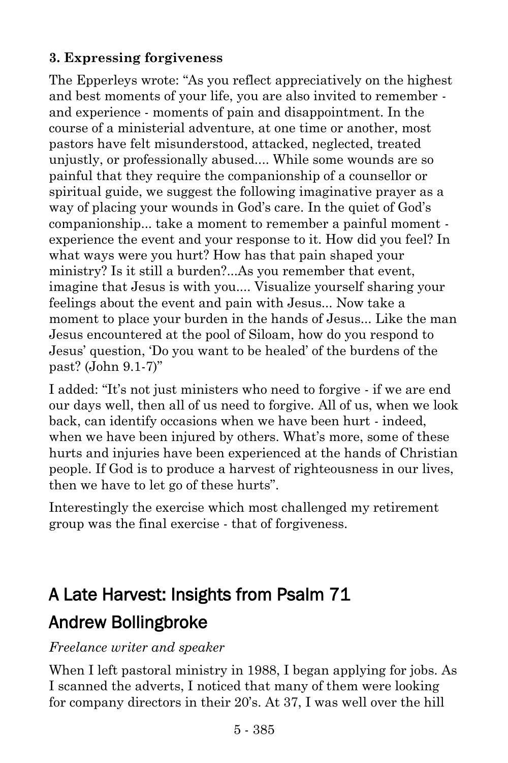**3. Expressing forgiveness**

The Epperleys wrote: "As you reflect appreciatively on the highest and best moments of your life, you are also invited to remember - and experience - moments of pain and disappointment. In the course of a ministerial adventure, at one time or another, most pastors have felt misunderstood, attacked, neglected, treated unjustly, or professionally abused.... While some wounds are so painful that they require the companionship of a counsellor or spiritual guide, we suggest the following imaginative prayer as a way of placing your wounds in God's care. In the quiet of God's companionship... take a moment to remember a painful moment - experience the event and your response to it. How did you feel? In what ways were you hurt? How has that pain shaped your ministry? Is it still a burden?...As you remember that event, imagine that Jesus is with you.... Visualize yourself sharing your feelings about the event and pain with Jesus... Now take a moment to place your burden in the hands of Jesus... Like the man Jesus encountered at the pool of Siloam, how do you respond to Jesus' question, 'Do you want to be healed' of the burdens of the past? (John 9.1-7)"

I added: "It's not just ministers who need to forgive - if we are end our days well, then all of us need to forgive. All of us, when we look back, can identify occasions when we have been hurt - indeed, when we have been injured by others. What's more, some of these hurts and injuries have been experienced at the hands of Christian people. If God is to produce a harvest of righteousness in our lives, then we have to let go of these hurts".

Interestingly the exercise which most challenged my retirement group was the final exercise - that of forgiveness.

## A Late Harvest: Insights from Psalm 71

## Andrew Bollingbroke

*Freelance writer and speaker*

When I left pastoral ministry in 1988, I began applying for jobs. As I scanned the adverts, I noticed that many of them were looking for company directors in their 20's. At 37, I was well over the hill